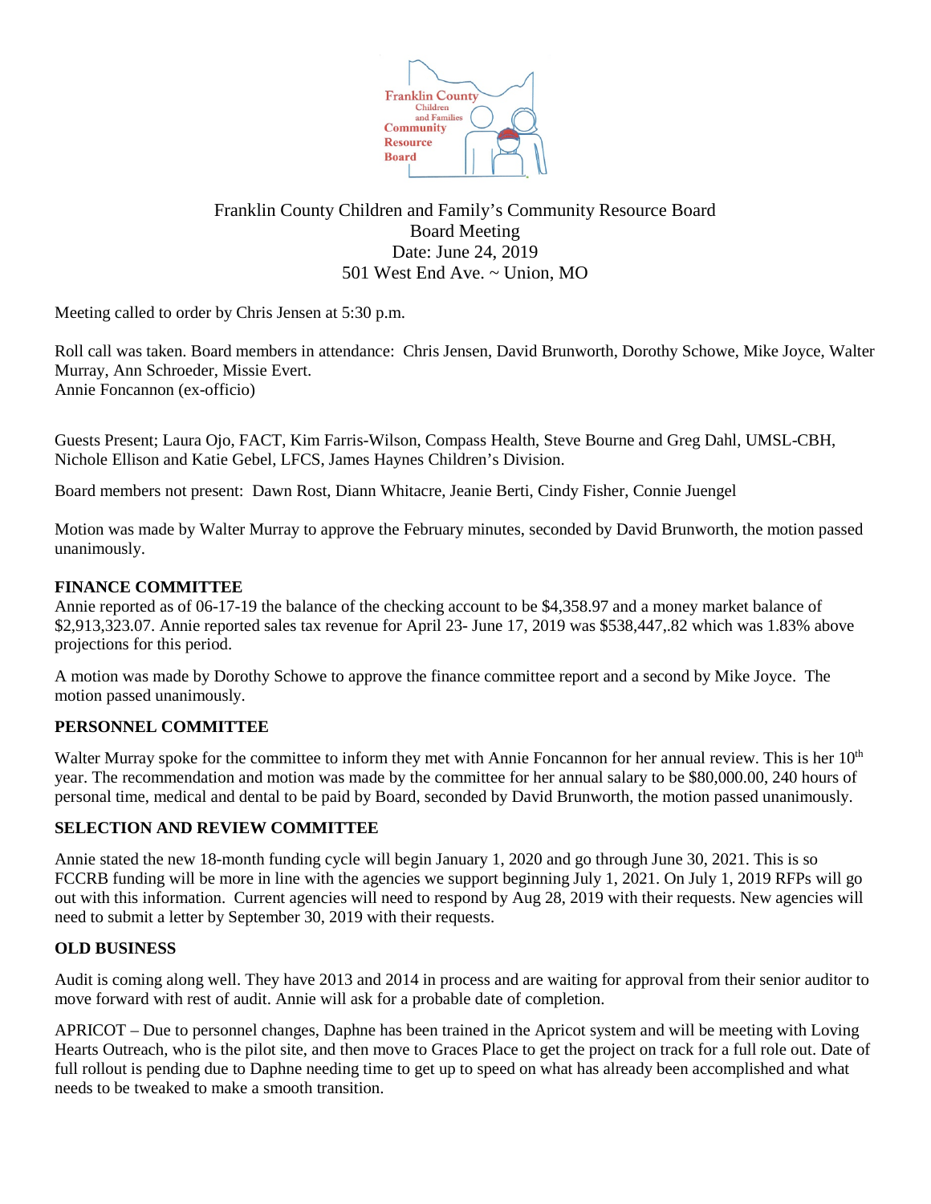Franklin County Children and Family's Community Resource Board
Board Meeting
Date: June 24, 2019
501 West End Ave. ~ Union, MO

Meeting called to order by Chris Jensen at 5:30 p.m.

Roll call was taken. Board members in attendance: Chris Jensen, David Brunworth, Dorothy Schowe, Mike Joyce, Walter Murray, Ann Schroeder, Missie Evert.
Annie Foncannon (ex-officio)

Guests Present; Laura Ojo, FACT, Kim Farris-Wilson, Compass Health, Steve Bourne and Greg Dahl, UMSL-CBH, Nichole Ellison and Katie Gebel, LFCS, James Haynes Children's Division.

Board members not present: Dawn Rost, Diann Whitacre, Jeanie Berti, Cindy Fisher, Connie Juengel

Motion was made by Walter Murray to approve the February minutes, seconded by David Brunworth, the motion passed unanimously.

**FINANCE COMMITTEE**

Annie reported as of 06-17-19 the balance of the checking account to be $4,358.97 and a money market balance of $2,913,323.07. Annie reported sales tax revenue for April 23- June 17, 2019 was $538,447,.82 which was 1.83% above projections for this period.

A motion was made by Dorothy Schowe to approve the finance committee report and a second by Mike Joyce. The motion passed unanimously.

**PERSONNEL COMMITTEE**

Walter Murray spoke for the committee to inform they met with Annie Foncannon for her annual review. This is her 10th year. The recommendation and motion was made by the committee for her annual salary to be $80,000.00, 240 hours of personal time, medical and dental to be paid by Board, seconded by David Brunworth, the motion passed unanimously.

**SELECTION AND REVIEW COMMITTEE**

Annie stated the new 18-month funding cycle will begin January 1, 2020 and go through June 30, 2021. This is so FCCRB funding will be more in line with the agencies we support beginning July 1, 2021. On July 1, 2019 RFPs will go out with this information. Current agencies will need to respond by Aug 28, 2019 with their requests. New agencies will need to submit a letter by September 30, 2019 with their requests.

**OLD BUSINESS**

Audit is coming along well. They have 2013 and 2014 in process and are waiting for approval from their senior auditor to move forward with rest of audit. Annie will ask for a probable date of completion.

APRICOT – Due to personnel changes, Daphne has been trained in the Apricot system and will be meeting with Loving Hearts Outreach, who is the pilot site, and then move to Graces Place to get the project on track for a full role out. Date of full rollout is pending due to Daphne needing time to get up to speed on what has already been accomplished and what needs to be tweaked to make a smooth transition.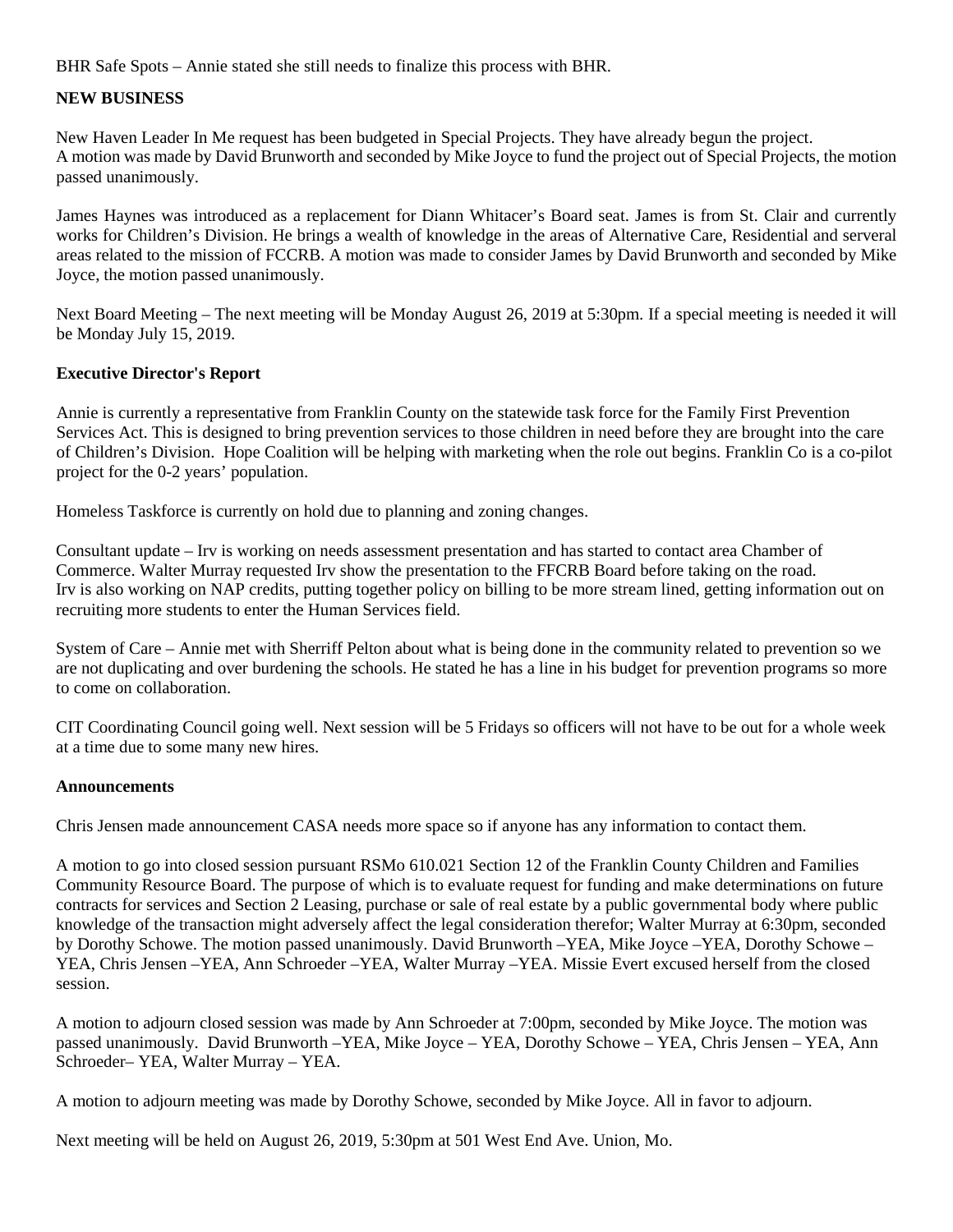BHR Safe Spots – Annie stated she still needs to finalize this process with BHR.

**NEW BUSINESS**

New Haven Leader In Me request has been budgeted in Special Projects. They have already begun the project.
A motion was made by David Brunworth and seconded by Mike Joyce to fund the project out of Special Projects, the motion passed unanimously.

James Haynes was introduced as a replacement for Diann Whitacer's Board seat. James is from St. Clair and currently works for Children's Division. He brings a wealth of knowledge in the areas of Alternative Care, Residential and serveral areas related to the mission of FCCRB. A motion was made to consider James by David Brunworth and seconded by Mike Joyce, the motion passed unanimously.

Next Board Meeting – The next meeting will be Monday August 26, 2019 at 5:30pm. If a special meeting is needed it will be Monday July 15, 2019.

**Executive Director's Report**

Annie is currently a representative from Franklin County on the statewide task force for the Family First Prevention Services Act. This is designed to bring prevention services to those children in need before they are brought into the care of Children's Division. Hope Coalition will be helping with marketing when the role out begins. Franklin Co is a co-pilot project for the 0-2 years' population.

Homeless Taskforce is currently on hold due to planning and zoning changes.

Consultant update – Irv is working on needs assessment presentation and has started to contact area Chamber of Commerce. Walter Murray requested Irv show the presentation to the FFCRB Board before taking on the road.
Irv is also working on NAP credits, putting together policy on billing to be more stream lined, getting information out on recruiting more students to enter the Human Services field.

System of Care – Annie met with Sherriff Pelton about what is being done in the community related to prevention so we are not duplicating and over burdening the schools. He stated he has a line in his budget for prevention programs so more to come on collaboration.

CIT Coordinating Council going well. Next session will be 5 Fridays so officers will not have to be out for a whole week at a time due to some many new hires.

**Announcements**

Chris Jensen made announcement CASA needs more space so if anyone has any information to contact them.

A motion to go into closed session pursuant RSMo 610.021 Section 12 of the Franklin County Children and Families Community Resource Board. The purpose of which is to evaluate request for funding and make determinations on future contracts for services and Section 2 Leasing, purchase or sale of real estate by a public governmental body where public knowledge of the transaction might adversely affect the legal consideration therefor; Walter Murray at 6:30pm, seconded by Dorothy Schowe. The motion passed unanimously. David Brunworth –YEA, Mike Joyce –YEA, Dorothy Schowe –YEA, Chris Jensen –YEA, Ann Schroeder –YEA, Walter Murray –YEA. Missie Evert excused herself from the closed session.

A motion to adjourn closed session was made by Ann Schroeder at 7:00pm, seconded by Mike Joyce. The motion was passed unanimously. David Brunworth –YEA, Mike Joyce – YEA, Dorothy Schowe – YEA, Chris Jensen – YEA, Ann Schroeder– YEA, Walter Murray – YEA.

A motion to adjourn meeting was made by Dorothy Schowe, seconded by Mike Joyce. All in favor to adjourn.

Next meeting will be held on August 26, 2019, 5:30pm at 501 West End Ave. Union, Mo.